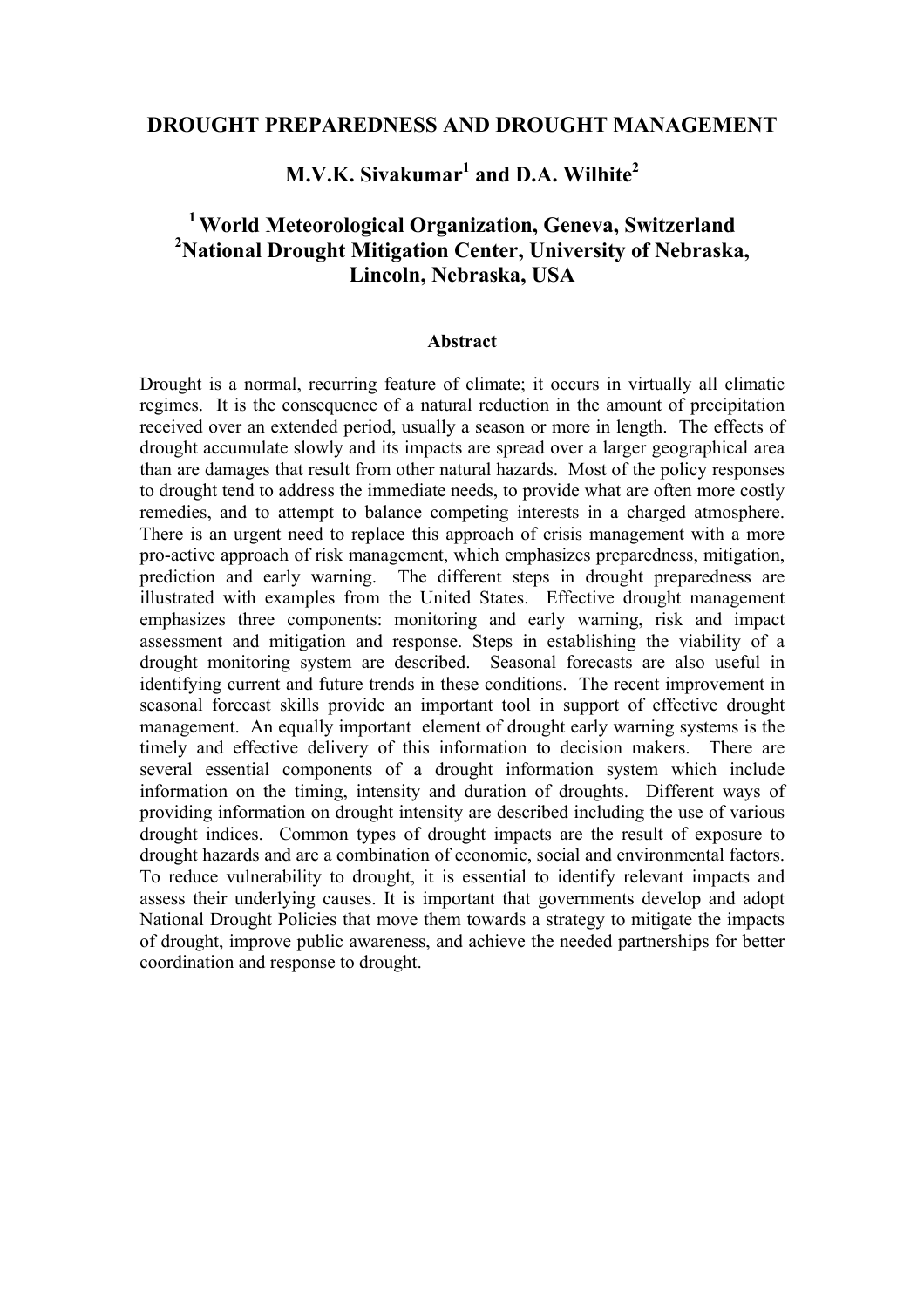# DROUGHT PREPAREDNESS AND DROUGHT MANAGEMENT

## M.V.K. Sivakumar[1] and D.A. Wilhite[2]

### [1] World Meteorological Organization, Geneva, Switzerland
### [2] National Drought Mitigation Center, University of Nebraska, Lincoln, Nebraska, USA

**Abstract**

Drought is a normal, recurring feature of climate; it occurs in virtually all climatic regimes. It is the consequence of a natural reduction in the amount of precipitation received over an extended period, usually a season or more in length. The effects of drought accumulate slowly and its impacts are spread over a larger geographical area than are damages that result from other natural hazards. Most of the policy responses to drought tend to address the immediate needs, to provide what are often more costly remedies, and to attempt to balance competing interests in a charged atmosphere. There is an urgent need to replace this approach of crisis management with a more pro-active approach of risk management, which emphasizes preparedness, mitigation, prediction and early warning. The different steps in drought preparedness are illustrated with examples from the United States. Effective drought management emphasizes three components: monitoring and early warning, risk and impact assessment and mitigation and response. Steps in establishing the viability of a drought monitoring system are described. Seasonal forecasts are also useful in identifying current and future trends in these conditions. The recent improvement in seasonal forecast skills provide an important tool in support of effective drought management. An equally important element of drought early warning systems is the timely and effective delivery of this information to decision makers. There are several essential components of a drought information system which include information on the timing, intensity and duration of droughts. Different ways of providing information on drought intensity are described including the use of various drought indices. Common types of drought impacts are the result of exposure to drought hazards and are a combination of economic, social and environmental factors. To reduce vulnerability to drought, it is essential to identify relevant impacts and assess their underlying causes. It is important that governments develop and adopt National Drought Policies that move them towards a strategy to mitigate the impacts of drought, improve public awareness, and achieve the needed partnerships for better coordination and response to drought.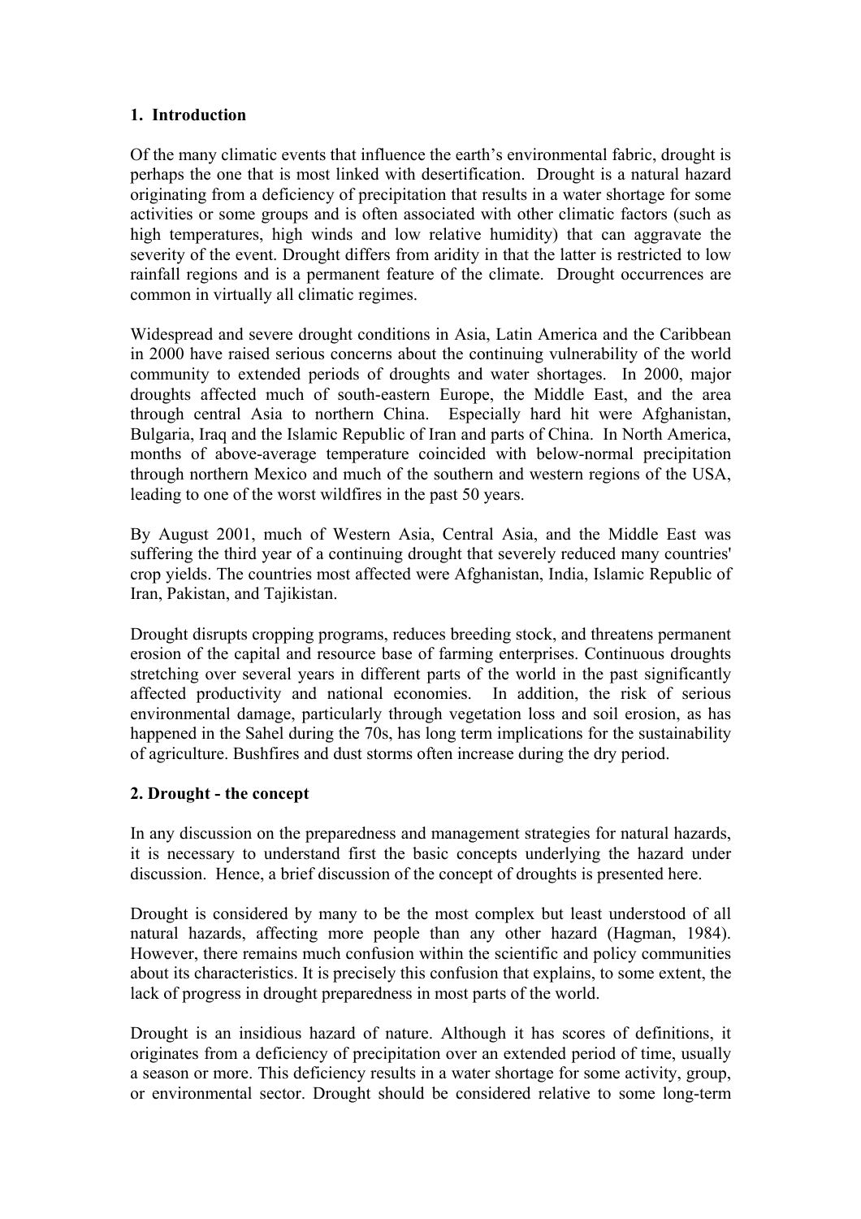## 1. Introduction

Of the many climatic events that influence the earth's environmental fabric, drought is perhaps the one that is most linked with desertification. Drought is a natural hazard originating from a deficiency of precipitation that results in a water shortage for some activities or some groups and is often associated with other climatic factors (such as high temperatures, high winds and low relative humidity) that can aggravate the severity of the event. Drought differs from aridity in that the latter is restricted to low rainfall regions and is a permanent feature of the climate. Drought occurrences are common in virtually all climatic regimes.

Widespread and severe drought conditions in Asia, Latin America and the Caribbean in 2000 have raised serious concerns about the continuing vulnerability of the world community to extended periods of droughts and water shortages. In 2000, major droughts affected much of south-eastern Europe, the Middle East, and the area through central Asia to northern China. Especially hard hit were Afghanistan, Bulgaria, Iraq and the Islamic Republic of Iran and parts of China. In North America, months of above-average temperature coincided with below-normal precipitation through northern Mexico and much of the southern and western regions of the USA, leading to one of the worst wildfires in the past 50 years.

By August 2001, much of Western Asia, Central Asia, and the Middle East was suffering the third year of a continuing drought that severely reduced many countries' crop yields. The countries most affected were Afghanistan, India, Islamic Republic of Iran, Pakistan, and Tajikistan.

Drought disrupts cropping programs, reduces breeding stock, and threatens permanent erosion of the capital and resource base of farming enterprises. Continuous droughts stretching over several years in different parts of the world in the past significantly affected productivity and national economies. In addition, the risk of serious environmental damage, particularly through vegetation loss and soil erosion, as has happened in the Sahel during the 70s, has long term implications for the sustainability of agriculture. Bushfires and dust storms often increase during the dry period.

## 2. Drought - the concept

In any discussion on the preparedness and management strategies for natural hazards, it is necessary to understand first the basic concepts underlying the hazard under discussion. Hence, a brief discussion of the concept of droughts is presented here.

Drought is considered by many to be the most complex but least understood of all natural hazards, affecting more people than any other hazard (Hagman, 1984). However, there remains much confusion within the scientific and policy communities about its characteristics. It is precisely this confusion that explains, to some extent, the lack of progress in drought preparedness in most parts of the world.

Drought is an insidious hazard of nature. Although it has scores of definitions, it originates from a deficiency of precipitation over an extended period of time, usually a season or more. This deficiency results in a water shortage for some activity, group, or environmental sector. Drought should be considered relative to some long-term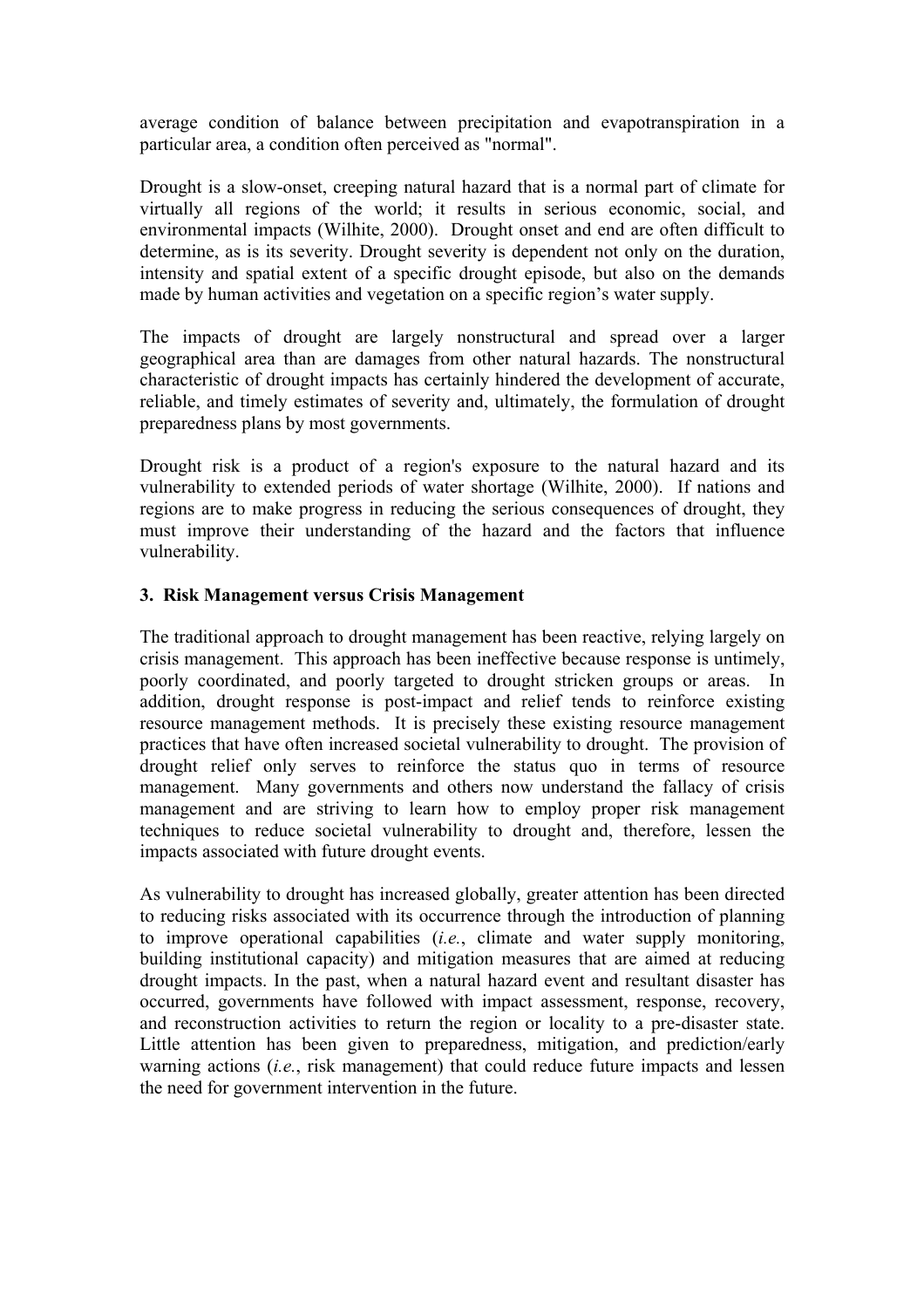average condition of balance between precipitation and evapotranspiration in a particular area, a condition often perceived as "normal".

Drought is a slow-onset, creeping natural hazard that is a normal part of climate for virtually all regions of the world; it results in serious economic, social, and environmental impacts (Wilhite, 2000). Drought onset and end are often difficult to determine, as is its severity. Drought severity is dependent not only on the duration, intensity and spatial extent of a specific drought episode, but also on the demands made by human activities and vegetation on a specific region's water supply.

The impacts of drought are largely nonstructural and spread over a larger geographical area than are damages from other natural hazards. The nonstructural characteristic of drought impacts has certainly hindered the development of accurate, reliable, and timely estimates of severity and, ultimately, the formulation of drought preparedness plans by most governments.

Drought risk is a product of a region's exposure to the natural hazard and its vulnerability to extended periods of water shortage (Wilhite, 2000). If nations and regions are to make progress in reducing the serious consequences of drought, they must improve their understanding of the hazard and the factors that influence vulnerability.

## 3. Risk Management versus Crisis Management

The traditional approach to drought management has been reactive, relying largely on crisis management. This approach has been ineffective because response is untimely, poorly coordinated, and poorly targeted to drought stricken groups or areas. In addition, drought response is post-impact and relief tends to reinforce existing resource management methods. It is precisely these existing resource management practices that have often increased societal vulnerability to drought. The provision of drought relief only serves to reinforce the status quo in terms of resource management. Many governments and others now understand the fallacy of crisis management and are striving to learn how to employ proper risk management techniques to reduce societal vulnerability to drought and, therefore, lessen the impacts associated with future drought events.

As vulnerability to drought has increased globally, greater attention has been directed to reducing risks associated with its occurrence through the introduction of planning to improve operational capabilities (*i.e.*, climate and water supply monitoring, building institutional capacity) and mitigation measures that are aimed at reducing drought impacts. In the past, when a natural hazard event and resultant disaster has occurred, governments have followed with impact assessment, response, recovery, and reconstruction activities to return the region or locality to a pre-disaster state. Little attention has been given to preparedness, mitigation, and prediction/early warning actions (*i.e.*, risk management) that could reduce future impacts and lessen the need for government intervention in the future.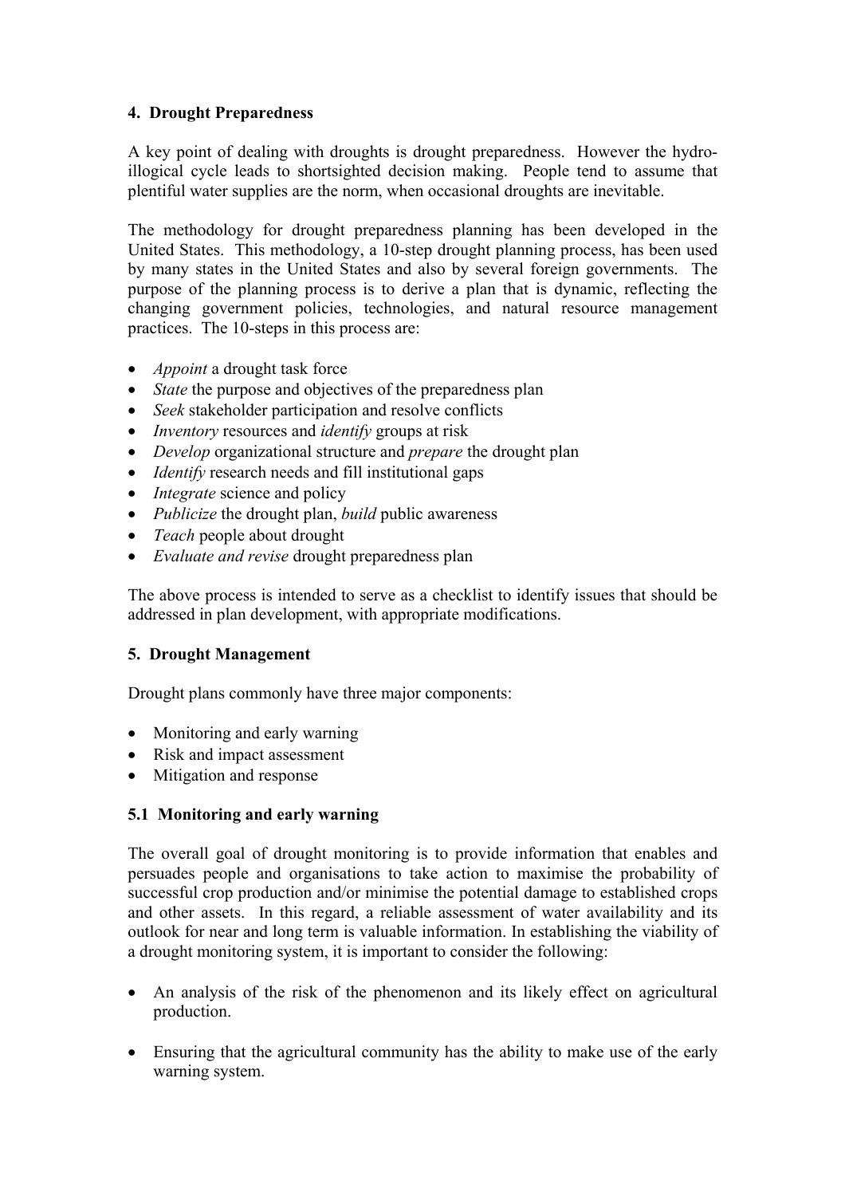## 4. Drought Preparedness

A key point of dealing with droughts is drought preparedness. However the hydro-illogical cycle leads to shortsighted decision making. People tend to assume that plentiful water supplies are the norm, when occasional droughts are inevitable.

The methodology for drought preparedness planning has been developed in the United States. This methodology, a 10-step drought planning process, has been used by many states in the United States and also by several foreign governments. The purpose of the planning process is to derive a plan that is dynamic, reflecting the changing government policies, technologies, and natural resource management practices. The 10-steps in this process are:

- *Appoint* a drought task force
- *State* the purpose and objectives of the preparedness plan
- *Seek* stakeholder participation and resolve conflicts
- *Inventory* resources and *identify* groups at risk
- *Develop* organizational structure and *prepare* the drought plan
- *Identify* research needs and fill institutional gaps
- *Integrate* science and policy
- *Publicize* the drought plan, *build* public awareness
- *Teach* people about drought
- *Evaluate and revise* drought preparedness plan

The above process is intended to serve as a checklist to identify issues that should be addressed in plan development, with appropriate modifications.

## 5. Drought Management

Drought plans commonly have three major components:

- Monitoring and early warning
- Risk and impact assessment
- Mitigation and response

### 5.1 Monitoring and early warning

The overall goal of drought monitoring is to provide information that enables and persuades people and organisations to take action to maximise the probability of successful crop production and/or minimise the potential damage to established crops and other assets. In this regard, a reliable assessment of water availability and its outlook for near and long term is valuable information. In establishing the viability of a drought monitoring system, it is important to consider the following:

- An analysis of the risk of the phenomenon and its likely effect on agricultural production.
- Ensuring that the agricultural community has the ability to make use of the early warning system.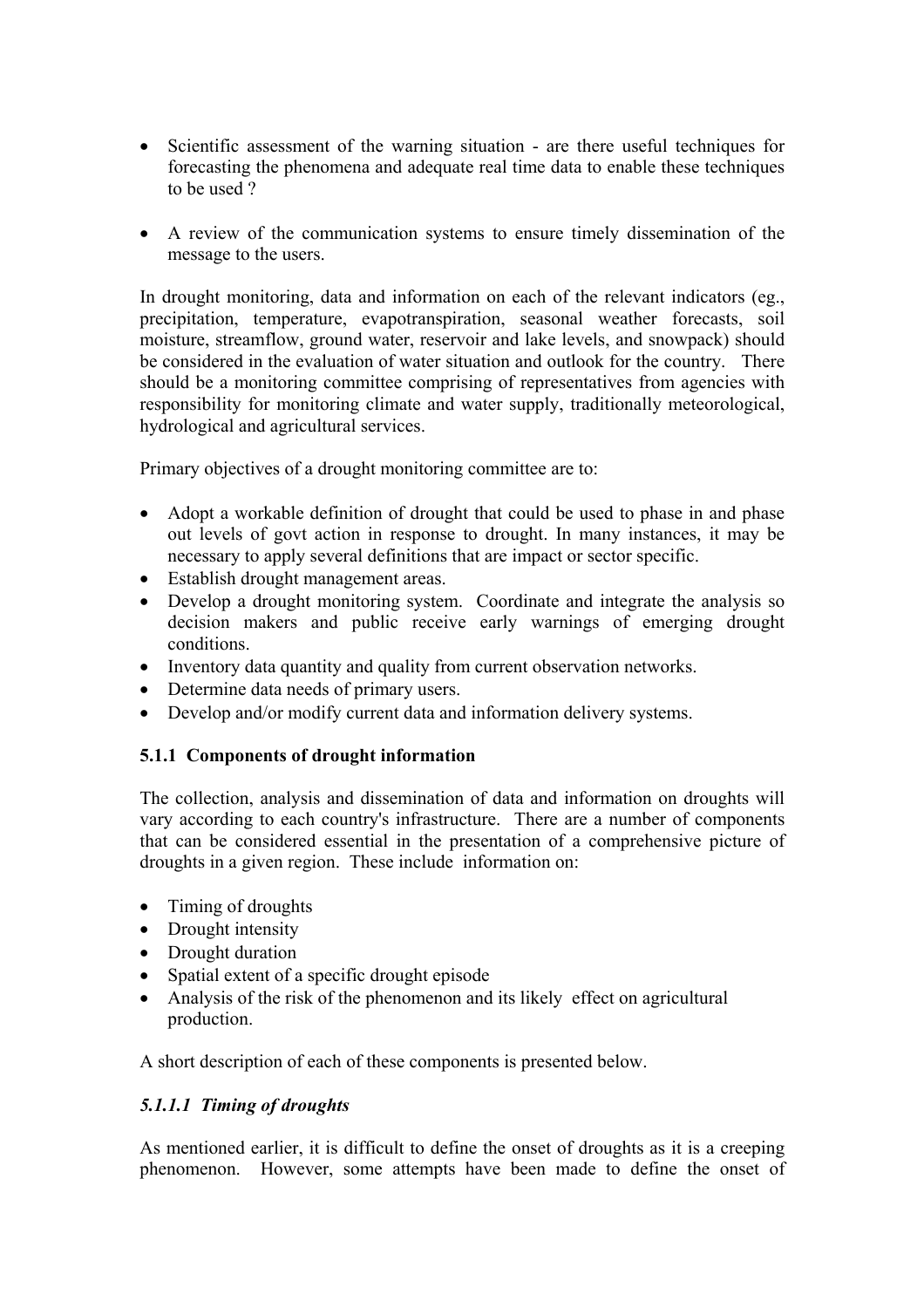- Scientific assessment of the warning situation - are there useful techniques for forecasting the phenomena and adequate real time data to enable these techniques to be used ?

- A review of the communication systems to ensure timely dissemination of the message to the users.

In drought monitoring, data and information on each of the relevant indicators (eg., precipitation, temperature, evapotranspiration, seasonal weather forecasts, soil moisture, streamflow, ground water, reservoir and lake levels, and snowpack) should be considered in the evaluation of water situation and outlook for the country. There should be a monitoring committee comprising of representatives from agencies with responsibility for monitoring climate and water supply, traditionally meteorological, hydrological and agricultural services.

Primary objectives of a drought monitoring committee are to:

- Adopt a workable definition of drought that could be used to phase in and phase out levels of govt action in response to drought. In many instances, it may be necessary to apply several definitions that are impact or sector specific.
- Establish drought management areas.
- Develop a drought monitoring system. Coordinate and integrate the analysis so decision makers and public receive early warnings of emerging drought conditions.
- Inventory data quantity and quality from current observation networks.
- Determine data needs of primary users.
- Develop and/or modify current data and information delivery systems.

### 5.1.1 Components of drought information

The collection, analysis and dissemination of data and information on droughts will vary according to each country's infrastructure. There are a number of components that can be considered essential in the presentation of a comprehensive picture of droughts in a given region. These include information on:

- Timing of droughts
- Drought intensity
- Drought duration
- Spatial extent of a specific drought episode
- Analysis of the risk of the phenomenon and its likely effect on agricultural production.

A short description of each of these components is presented below.

#### *5.1.1.1 Timing of droughts*

As mentioned earlier, it is difficult to define the onset of droughts as it is a creeping phenomenon. However, some attempts have been made to define the onset of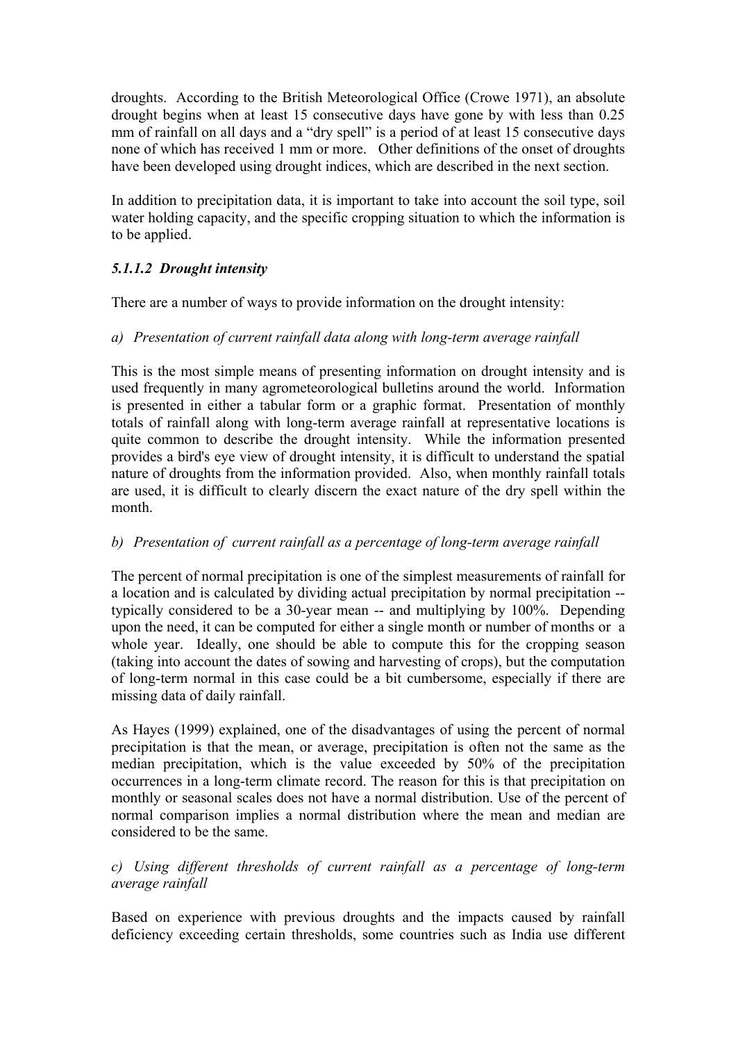droughts. According to the British Meteorological Office (Crowe 1971), an absolute drought begins when at least 15 consecutive days have gone by with less than 0.25 mm of rainfall on all days and a "dry spell" is a period of at least 15 consecutive days none of which has received 1 mm or more. Other definitions of the onset of droughts have been developed using drought indices, which are described in the next section.

In addition to precipitation data, it is important to take into account the soil type, soil water holding capacity, and the specific cropping situation to which the information is to be applied.

#### *5.1.1.2 Drought intensity*

There are a number of ways to provide information on the drought intensity:

*a) Presentation of current rainfall data along with long-term average rainfall*

This is the most simple means of presenting information on drought intensity and is used frequently in many agrometeorological bulletins around the world. Information is presented in either a tabular form or a graphic format. Presentation of monthly totals of rainfall along with long-term average rainfall at representative locations is quite common to describe the drought intensity. While the information presented provides a bird's eye view of drought intensity, it is difficult to understand the spatial nature of droughts from the information provided. Also, when monthly rainfall totals are used, it is difficult to clearly discern the exact nature of the dry spell within the month.

*b) Presentation of current rainfall as a percentage of long-term average rainfall*

The percent of normal precipitation is one of the simplest measurements of rainfall for a location and is calculated by dividing actual precipitation by normal precipitation -- typically considered to be a 30-year mean -- and multiplying by 100%. Depending upon the need, it can be computed for either a single month or number of months or a whole year. Ideally, one should be able to compute this for the cropping season (taking into account the dates of sowing and harvesting of crops), but the computation of long-term normal in this case could be a bit cumbersome, especially if there are missing data of daily rainfall.

As Hayes (1999) explained, one of the disadvantages of using the percent of normal precipitation is that the mean, or average, precipitation is often not the same as the median precipitation, which is the value exceeded by 50% of the precipitation occurrences in a long-term climate record. The reason for this is that precipitation on monthly or seasonal scales does not have a normal distribution. Use of the percent of normal comparison implies a normal distribution where the mean and median are considered to be the same.

*c) Using different thresholds of current rainfall as a percentage of long-term average rainfall*

Based on experience with previous droughts and the impacts caused by rainfall deficiency exceeding certain thresholds, some countries such as India use different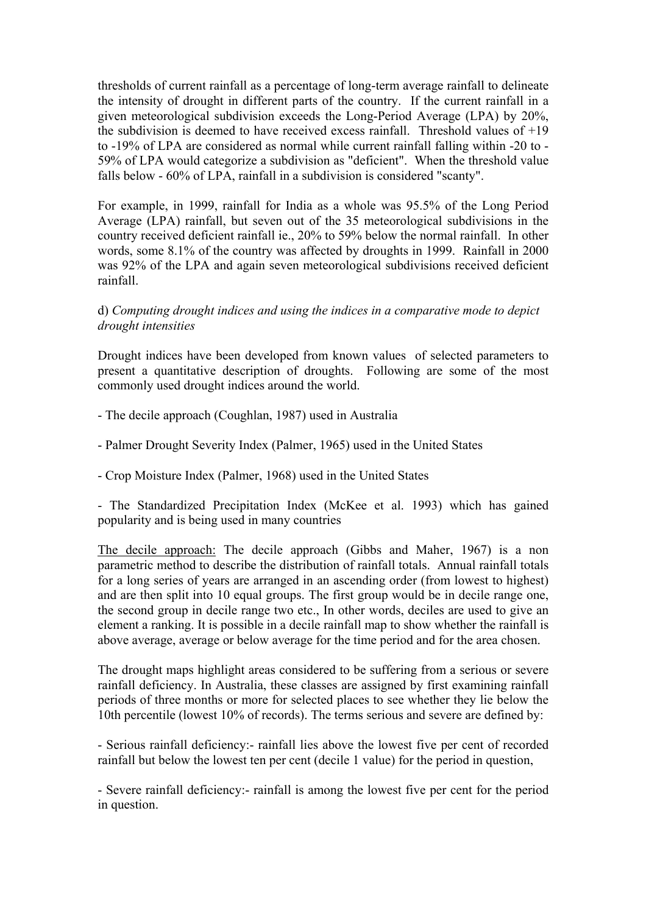thresholds of current rainfall as a percentage of long-term average rainfall to delineate the intensity of drought in different parts of the country. If the current rainfall in a given meteorological subdivision exceeds the Long-Period Average (LPA) by 20%, the subdivision is deemed to have received excess rainfall. Threshold values of +19 to -19% of LPA are considered as normal while current rainfall falling within -20 to -59% of LPA would categorize a subdivision as "deficient". When the threshold value falls below - 60% of LPA, rainfall in a subdivision is considered "scanty".

For example, in 1999, rainfall for India as a whole was 95.5% of the Long Period Average (LPA) rainfall, but seven out of the 35 meteorological subdivisions in the country received deficient rainfall ie., 20% to 59% below the normal rainfall. In other words, some 8.1% of the country was affected by droughts in 1999. Rainfall in 2000 was 92% of the LPA and again seven meteorological subdivisions received deficient rainfall.

d) *Computing drought indices and using the indices in a comparative mode to depict drought intensities*

Drought indices have been developed from known values of selected parameters to present a quantitative description of droughts. Following are some of the most commonly used drought indices around the world.

- The decile approach (Coughlan, 1987) used in Australia

- Palmer Drought Severity Index (Palmer, 1965) used in the United States

- Crop Moisture Index (Palmer, 1968) used in the United States

- The Standardized Precipitation Index (McKee et al. 1993) which has gained popularity and is being used in many countries

<u>The decile approach:</u> The decile approach (Gibbs and Maher, 1967) is a non parametric method to describe the distribution of rainfall totals. Annual rainfall totals for a long series of years are arranged in an ascending order (from lowest to highest) and are then split into 10 equal groups. The first group would be in decile range one, the second group in decile range two etc., In other words, deciles are used to give an element a ranking. It is possible in a decile rainfall map to show whether the rainfall is above average, average or below average for the time period and for the area chosen.

The drought maps highlight areas considered to be suffering from a serious or severe rainfall deficiency. In Australia, these classes are assigned by first examining rainfall periods of three months or more for selected places to see whether they lie below the 10th percentile (lowest 10% of records). The terms serious and severe are defined by:

- Serious rainfall deficiency:- rainfall lies above the lowest five per cent of recorded rainfall but below the lowest ten per cent (decile 1 value) for the period in question,

- Severe rainfall deficiency:- rainfall is among the lowest five per cent for the period in question.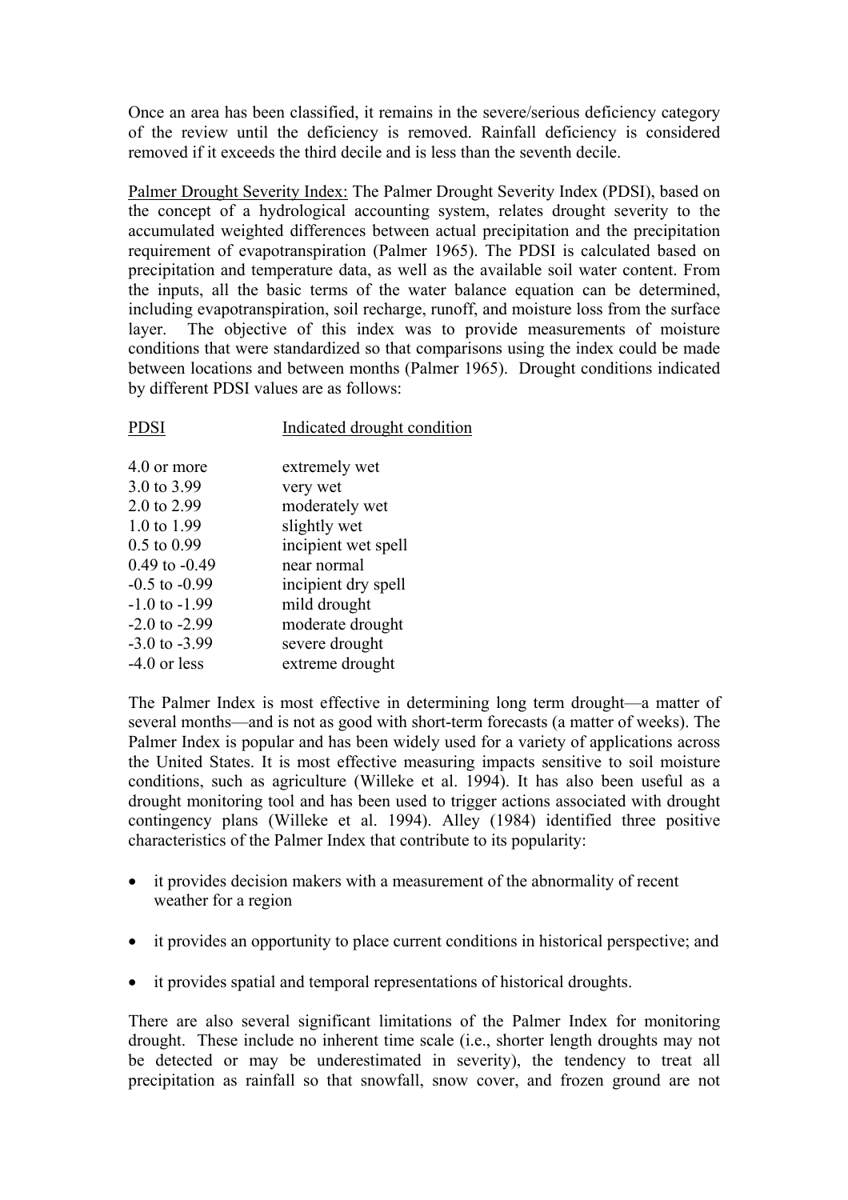Once an area has been classified, it remains in the severe/serious deficiency category of the review until the deficiency is removed. Rainfall deficiency is considered removed if it exceeds the third decile and is less than the seventh decile.

Palmer Drought Severity Index: The Palmer Drought Severity Index (PDSI), based on the concept of a hydrological accounting system, relates drought severity to the accumulated weighted differences between actual precipitation and the precipitation requirement of evapotranspiration (Palmer 1965). The PDSI is calculated based on precipitation and temperature data, as well as the available soil water content. From the inputs, all the basic terms of the water balance equation can be determined, including evapotranspiration, soil recharge, runoff, and moisture loss from the surface layer. The objective of this index was to provide measurements of moisture conditions that were standardized so that comparisons using the index could be made between locations and between months (Palmer 1965). Drought conditions indicated by different PDSI values are as follows:

| PDSI | Indicated drought condition |
|---|---|
| 4.0 or more | extremely wet |
| 3.0 to 3.99 | very wet |
| 2.0 to 2.99 | moderately wet |
| 1.0 to 1.99 | slightly wet |
| 0.5 to 0.99 | incipient wet spell |
| 0.49 to -0.49 | near normal |
| -0.5 to -0.99 | incipient dry spell |
| -1.0 to -1.99 | mild drought |
| -2.0 to -2.99 | moderate drought |
| -3.0 to -3.99 | severe drought |
| -4.0 or less | extreme drought |

The Palmer Index is most effective in determining long term drought—a matter of several months—and is not as good with short-term forecasts (a matter of weeks). The Palmer Index is popular and has been widely used for a variety of applications across the United States. It is most effective measuring impacts sensitive to soil moisture conditions, such as agriculture (Willeke et al. 1994). It has also been useful as a drought monitoring tool and has been used to trigger actions associated with drought contingency plans (Willeke et al. 1994). Alley (1984) identified three positive characteristics of the Palmer Index that contribute to its popularity:

- it provides decision makers with a measurement of the abnormality of recent weather for a region
- it provides an opportunity to place current conditions in historical perspective; and
- it provides spatial and temporal representations of historical droughts.

There are also several significant limitations of the Palmer Index for monitoring drought. These include no inherent time scale (i.e., shorter length droughts may not be detected or may be underestimated in severity), the tendency to treat all precipitation as rainfall so that snowfall, snow cover, and frozen ground are not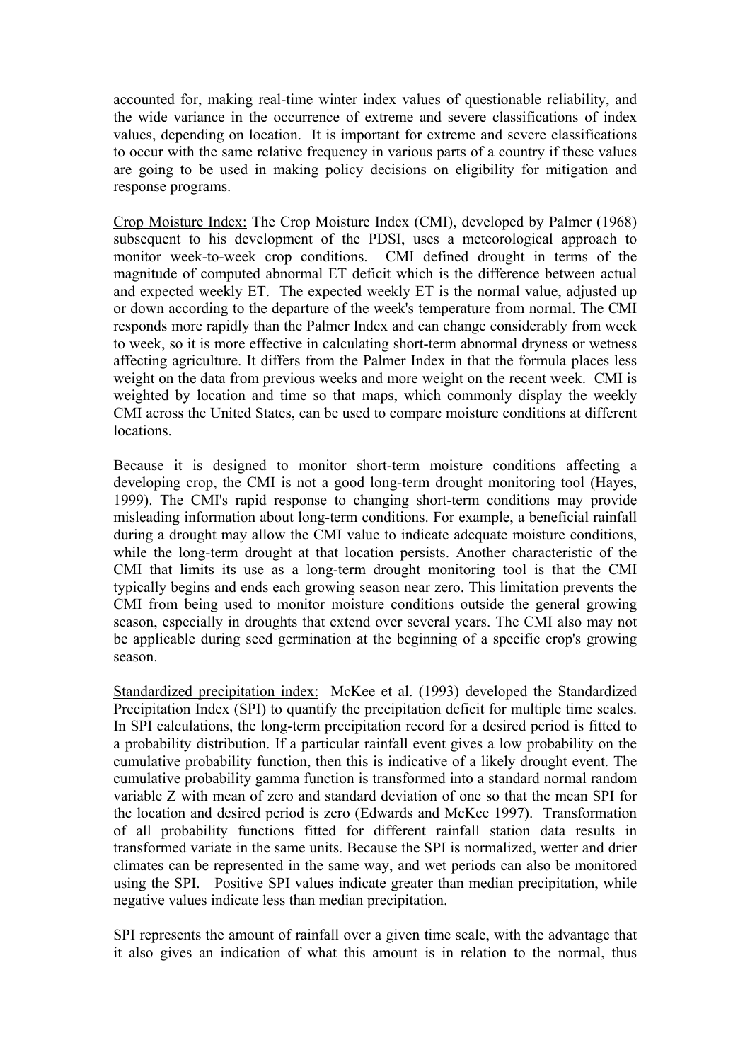accounted for, making real-time winter index values of questionable reliability, and the wide variance in the occurrence of extreme and severe classifications of index values, depending on location. It is important for extreme and severe classifications to occur with the same relative frequency in various parts of a country if these values are going to be used in making policy decisions on eligibility for mitigation and response programs.

Crop Moisture Index: The Crop Moisture Index (CMI), developed by Palmer (1968) subsequent to his development of the PDSI, uses a meteorological approach to monitor week-to-week crop conditions. CMI defined drought in terms of the magnitude of computed abnormal ET deficit which is the difference between actual and expected weekly ET. The expected weekly ET is the normal value, adjusted up or down according to the departure of the week's temperature from normal. The CMI responds more rapidly than the Palmer Index and can change considerably from week to week, so it is more effective in calculating short-term abnormal dryness or wetness affecting agriculture. It differs from the Palmer Index in that the formula places less weight on the data from previous weeks and more weight on the recent week. CMI is weighted by location and time so that maps, which commonly display the weekly CMI across the United States, can be used to compare moisture conditions at different locations.

Because it is designed to monitor short-term moisture conditions affecting a developing crop, the CMI is not a good long-term drought monitoring tool (Hayes, 1999). The CMI's rapid response to changing short-term conditions may provide misleading information about long-term conditions. For example, a beneficial rainfall during a drought may allow the CMI value to indicate adequate moisture conditions, while the long-term drought at that location persists. Another characteristic of the CMI that limits its use as a long-term drought monitoring tool is that the CMI typically begins and ends each growing season near zero. This limitation prevents the CMI from being used to monitor moisture conditions outside the general growing season, especially in droughts that extend over several years. The CMI also may not be applicable during seed germination at the beginning of a specific crop's growing season.

Standardized precipitation index: McKee et al. (1993) developed the Standardized Precipitation Index (SPI) to quantify the precipitation deficit for multiple time scales. In SPI calculations, the long-term precipitation record for a desired period is fitted to a probability distribution. If a particular rainfall event gives a low probability on the cumulative probability function, then this is indicative of a likely drought event. The cumulative probability gamma function is transformed into a standard normal random variable Z with mean of zero and standard deviation of one so that the mean SPI for the location and desired period is zero (Edwards and McKee 1997). Transformation of all probability functions fitted for different rainfall station data results in transformed variate in the same units. Because the SPI is normalized, wetter and drier climates can be represented in the same way, and wet periods can also be monitored using the SPI. Positive SPI values indicate greater than median precipitation, while negative values indicate less than median precipitation.

SPI represents the amount of rainfall over a given time scale, with the advantage that it also gives an indication of what this amount is in relation to the normal, thus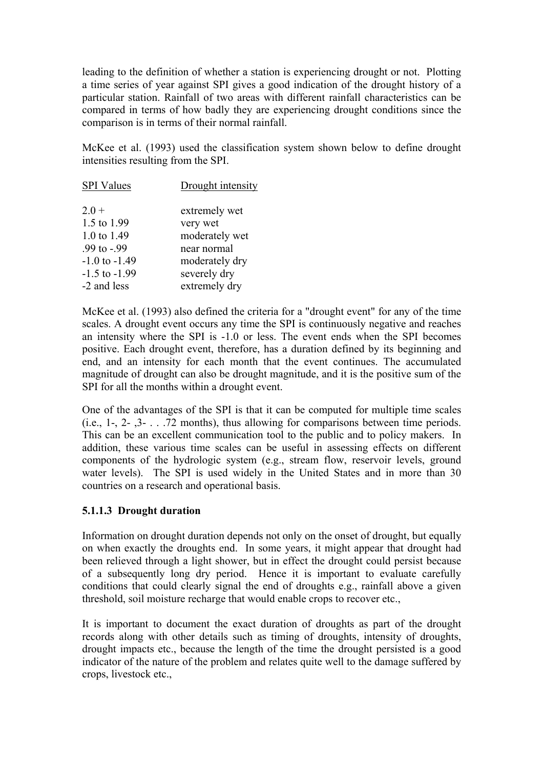leading to the definition of whether a station is experiencing drought or not. Plotting a time series of year against SPI gives a good indication of the drought history of a particular station. Rainfall of two areas with different rainfall characteristics can be compared in terms of how badly they are experiencing drought conditions since the comparison is in terms of their normal rainfall.

McKee et al. (1993) used the classification system shown below to define drought intensities resulting from the SPI.

| SPI Values | Drought intensity |
|---|---|
| 2.0 + | extremely wet |
| 1.5 to 1.99 | very wet |
| 1.0 to 1.49 | moderately wet |
| .99 to -.99 | near normal |
| -1.0 to -1.49 | moderately dry |
| -1.5 to -1.99 | severely dry |
| -2 and less | extremely dry |

McKee et al. (1993) also defined the criteria for a "drought event" for any of the time scales. A drought event occurs any time the SPI is continuously negative and reaches an intensity where the SPI is -1.0 or less. The event ends when the SPI becomes positive. Each drought event, therefore, has a duration defined by its beginning and end, and an intensity for each month that the event continues. The accumulated magnitude of drought can also be drought magnitude, and it is the positive sum of the SPI for all the months within a drought event.

One of the advantages of the SPI is that it can be computed for multiple time scales (i.e., 1-, 2- ,3- . . .72 months), thus allowing for comparisons between time periods. This can be an excellent communication tool to the public and to policy makers. In addition, these various time scales can be useful in assessing effects on different components of the hydrologic system (e.g., stream flow, reservoir levels, ground water levels). The SPI is used widely in the United States and in more than 30 countries on a research and operational basis.

### 5.1.1.3 Drought duration

Information on drought duration depends not only on the onset of drought, but equally on when exactly the droughts end. In some years, it might appear that drought had been relieved through a light shower, but in effect the drought could persist because of a subsequently long dry period. Hence it is important to evaluate carefully conditions that could clearly signal the end of droughts e.g., rainfall above a given threshold, soil moisture recharge that would enable crops to recover etc.,

It is important to document the exact duration of droughts as part of the drought records along with other details such as timing of droughts, intensity of droughts, drought impacts etc., because the length of the time the drought persisted is a good indicator of the nature of the problem and relates quite well to the damage suffered by crops, livestock etc.,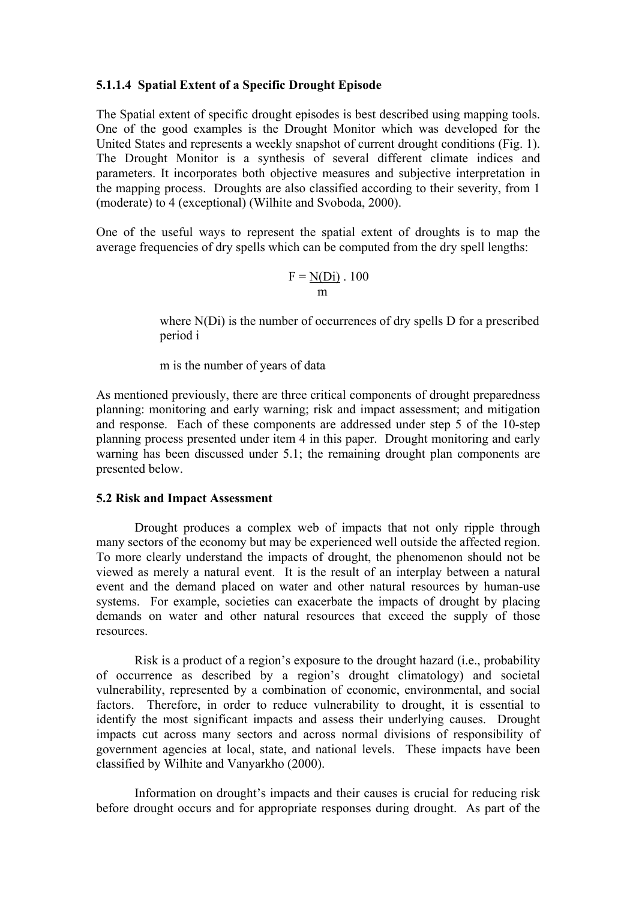#### 5.1.1.4 Spatial Extent of a Specific Drought Episode

The Spatial extent of specific drought episodes is best described using mapping tools. One of the good examples is the Drought Monitor which was developed for the United States and represents a weekly snapshot of current drought conditions (Fig. 1). The Drought Monitor is a synthesis of several different climate indices and parameters. It incorporates both objective measures and subjective interpretation in the mapping process. Droughts are also classified according to their severity, from 1 (moderate) to 4 (exceptional) (Wilhite and Svoboda, 2000).

One of the useful ways to represent the spatial extent of droughts is to map the average frequencies of dry spells which can be computed from the dry spell lengths:

$$F = \frac{N(Di)}{m} \cdot 100$$

where $N(Di)$ is the number of occurrences of dry spells D for a prescribed period i

m is the number of years of data

As mentioned previously, there are three critical components of drought preparedness planning: monitoring and early warning; risk and impact assessment; and mitigation and response. Each of these components are addressed under step 5 of the 10-step planning process presented under item 4 in this paper. Drought monitoring and early warning has been discussed under 5.1; the remaining drought plan components are presented below.

### 5.2 Risk and Impact Assessment

Drought produces a complex web of impacts that not only ripple through many sectors of the economy but may be experienced well outside the affected region. To more clearly understand the impacts of drought, the phenomenon should not be viewed as merely a natural event. It is the result of an interplay between a natural event and the demand placed on water and other natural resources by human-use systems. For example, societies can exacerbate the impacts of drought by placing demands on water and other natural resources that exceed the supply of those resources.

Risk is a product of a region's exposure to the drought hazard (i.e., probability of occurrence as described by a region's drought climatology) and societal vulnerability, represented by a combination of economic, environmental, and social factors. Therefore, in order to reduce vulnerability to drought, it is essential to identify the most significant impacts and assess their underlying causes. Drought impacts cut across many sectors and across normal divisions of responsibility of government agencies at local, state, and national levels. These impacts have been classified by Wilhite and Vanyarkho (2000).

Information on drought's impacts and their causes is crucial for reducing risk before drought occurs and for appropriate responses during drought. As part of the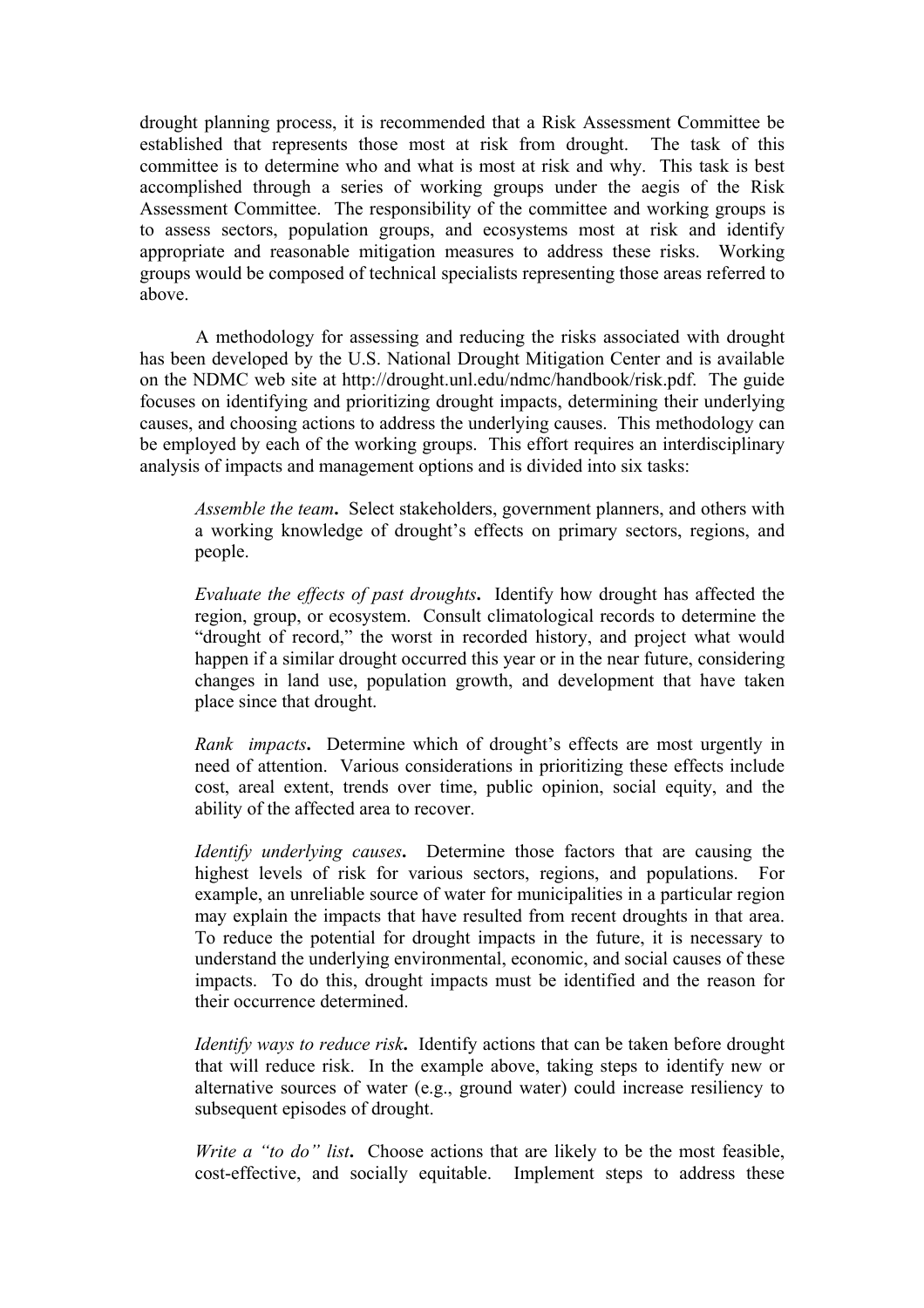drought planning process, it is recommended that a Risk Assessment Committee be established that represents those most at risk from drought. The task of this committee is to determine who and what is most at risk and why. This task is best accomplished through a series of working groups under the aegis of the Risk Assessment Committee. The responsibility of the committee and working groups is to assess sectors, population groups, and ecosystems most at risk and identify appropriate and reasonable mitigation measures to address these risks. Working groups would be composed of technical specialists representing those areas referred to above.

A methodology for assessing and reducing the risks associated with drought has been developed by the U.S. National Drought Mitigation Center and is available on the NDMC web site at http://drought.unl.edu/ndmc/handbook/risk.pdf. The guide focuses on identifying and prioritizing drought impacts, determining their underlying causes, and choosing actions to address the underlying causes. This methodology can be employed by each of the working groups. This effort requires an interdisciplinary analysis of impacts and management options and is divided into six tasks:

> *Assemble the team***.** Select stakeholders, government planners, and others with a working knowledge of drought's effects on primary sectors, regions, and people.
>
> *Evaluate the effects of past droughts***.** Identify how drought has affected the region, group, or ecosystem. Consult climatological records to determine the "drought of record," the worst in recorded history, and project what would happen if a similar drought occurred this year or in the near future, considering changes in land use, population growth, and development that have taken place since that drought.
>
> *Rank impacts***.** Determine which of drought's effects are most urgently in need of attention. Various considerations in prioritizing these effects include cost, areal extent, trends over time, public opinion, social equity, and the ability of the affected area to recover.
>
> *Identify underlying causes***.** Determine those factors that are causing the highest levels of risk for various sectors, regions, and populations. For example, an unreliable source of water for municipalities in a particular region may explain the impacts that have resulted from recent droughts in that area. To reduce the potential for drought impacts in the future, it is necessary to understand the underlying environmental, economic, and social causes of these impacts. To do this, drought impacts must be identified and the reason for their occurrence determined.
>
> *Identify ways to reduce risk***.** Identify actions that can be taken before drought that will reduce risk. In the example above, taking steps to identify new or alternative sources of water (e.g., ground water) could increase resiliency to subsequent episodes of drought.
>
> *Write a "to do" list***.** Choose actions that are likely to be the most feasible, cost-effective, and socially equitable. Implement steps to address these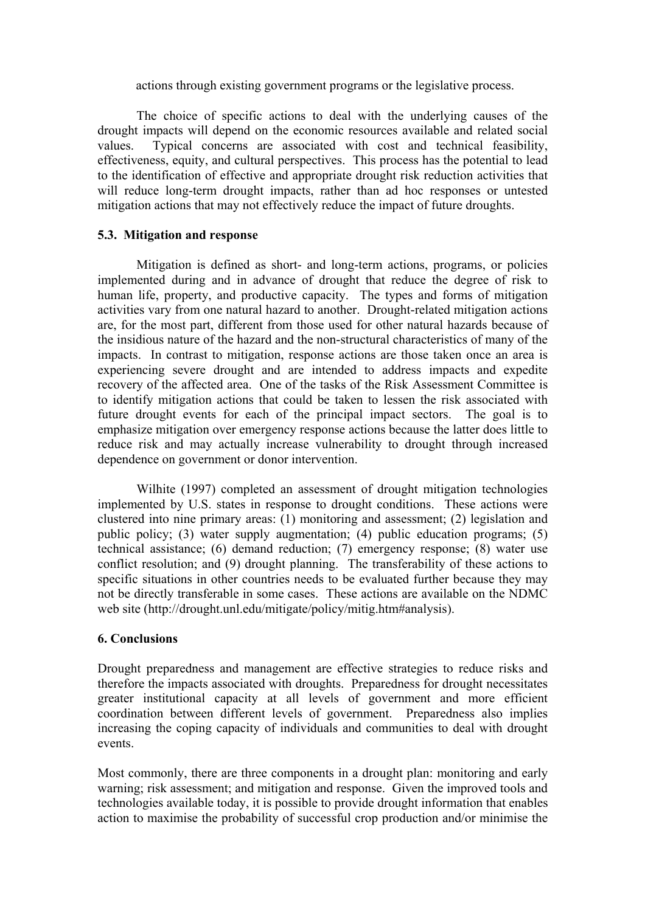actions through existing government programs or the legislative process.

The choice of specific actions to deal with the underlying causes of the drought impacts will depend on the economic resources available and related social values. Typical concerns are associated with cost and technical feasibility, effectiveness, equity, and cultural perspectives. This process has the potential to lead to the identification of effective and appropriate drought risk reduction activities that will reduce long-term drought impacts, rather than ad hoc responses or untested mitigation actions that may not effectively reduce the impact of future droughts.

### 5.3. Mitigation and response

Mitigation is defined as short- and long-term actions, programs, or policies implemented during and in advance of drought that reduce the degree of risk to human life, property, and productive capacity. The types and forms of mitigation activities vary from one natural hazard to another. Drought-related mitigation actions are, for the most part, different from those used for other natural hazards because of the insidious nature of the hazard and the non-structural characteristics of many of the impacts. In contrast to mitigation, response actions are those taken once an area is experiencing severe drought and are intended to address impacts and expedite recovery of the affected area. One of the tasks of the Risk Assessment Committee is to identify mitigation actions that could be taken to lessen the risk associated with future drought events for each of the principal impact sectors. The goal is to emphasize mitigation over emergency response actions because the latter does little to reduce risk and may actually increase vulnerability to drought through increased dependence on government or donor intervention.

Wilhite (1997) completed an assessment of drought mitigation technologies implemented by U.S. states in response to drought conditions. These actions were clustered into nine primary areas: (1) monitoring and assessment; (2) legislation and public policy; (3) water supply augmentation; (4) public education programs; (5) technical assistance; (6) demand reduction; (7) emergency response; (8) water use conflict resolution; and (9) drought planning. The transferability of these actions to specific situations in other countries needs to be evaluated further because they may not be directly transferable in some cases. These actions are available on the NDMC web site (http://drought.unl.edu/mitigate/policy/mitig.htm#analysis).

## 6. Conclusions

Drought preparedness and management are effective strategies to reduce risks and therefore the impacts associated with droughts. Preparedness for drought necessitates greater institutional capacity at all levels of government and more efficient coordination between different levels of government. Preparedness also implies increasing the coping capacity of individuals and communities to deal with drought events.

Most commonly, there are three components in a drought plan: monitoring and early warning; risk assessment; and mitigation and response. Given the improved tools and technologies available today, it is possible to provide drought information that enables action to maximise the probability of successful crop production and/or minimise the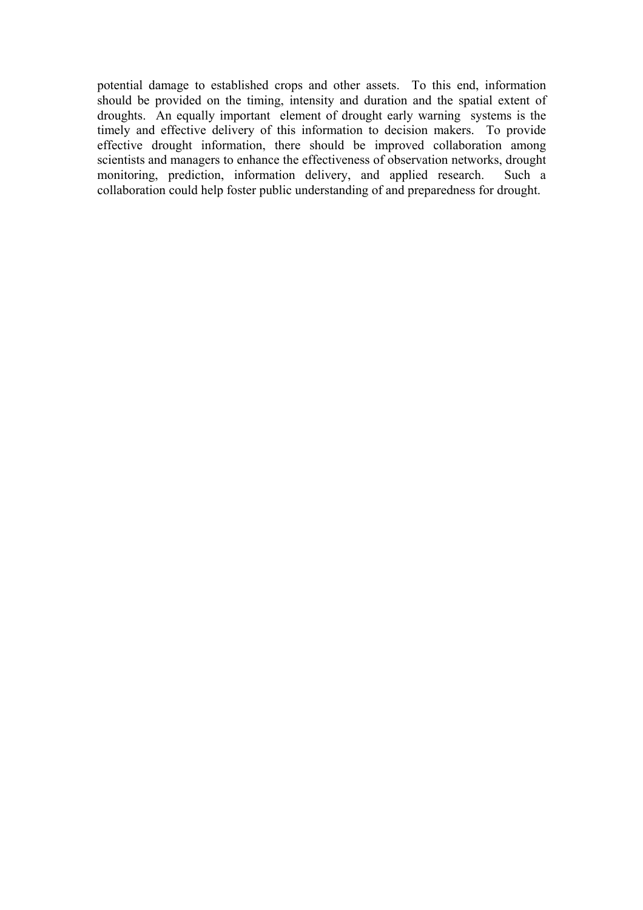potential damage to established crops and other assets. To this end, information should be provided on the timing, intensity and duration and the spatial extent of droughts. An equally important element of drought early warning systems is the timely and effective delivery of this information to decision makers. To provide effective drought information, there should be improved collaboration among scientists and managers to enhance the effectiveness of observation networks, drought monitoring, prediction, information delivery, and applied research. Such a collaboration could help foster public understanding of and preparedness for drought.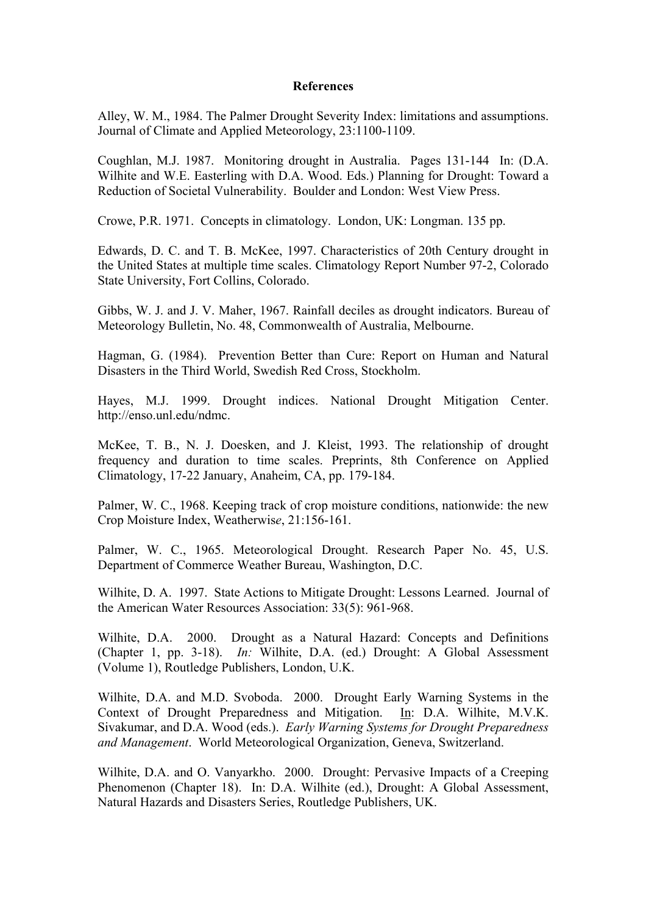## References

Alley, W. M., 1984. The Palmer Drought Severity Index: limitations and assumptions. Journal of Climate and Applied Meteorology, 23:1100-1109.

Coughlan, M.J. 1987. Monitoring drought in Australia. Pages 131-144 In: (D.A. Wilhite and W.E. Easterling with D.A. Wood. Eds.) Planning for Drought: Toward a Reduction of Societal Vulnerability. Boulder and London: West View Press.

Crowe, P.R. 1971. Concepts in climatology. London, UK: Longman. 135 pp.

Edwards, D. C. and T. B. McKee, 1997. Characteristics of 20th Century drought in the United States at multiple time scales. Climatology Report Number 97-2, Colorado State University, Fort Collins, Colorado.

Gibbs, W. J. and J. V. Maher, 1967. Rainfall deciles as drought indicators. Bureau of Meteorology Bulletin, No. 48, Commonwealth of Australia, Melbourne.

Hagman, G. (1984). Prevention Better than Cure: Report on Human and Natural Disasters in the Third World, Swedish Red Cross, Stockholm.

Hayes, M.J. 1999. Drought indices. National Drought Mitigation Center. http://enso.unl.edu/ndmc.

McKee, T. B., N. J. Doesken, and J. Kleist, 1993. The relationship of drought frequency and duration to time scales. Preprints, 8th Conference on Applied Climatology, 17-22 January, Anaheim, CA, pp. 179-184.

Palmer, W. C., 1968. Keeping track of crop moisture conditions, nationwide: the new Crop Moisture Index, Weatherwis*e*, 21:156-161.

Palmer, W. C., 1965. Meteorological Drought. Research Paper No. 45, U.S. Department of Commerce Weather Bureau, Washington, D.C.

Wilhite, D. A. 1997. State Actions to Mitigate Drought: Lessons Learned. Journal of the American Water Resources Association: 33(5): 961-968.

Wilhite, D.A. 2000. Drought as a Natural Hazard: Concepts and Definitions (Chapter 1, pp. 3-18). *In:* Wilhite, D.A. (ed.) Drought: A Global Assessment (Volume 1), Routledge Publishers, London, U.K.

Wilhite, D.A. and M.D. Svoboda. 2000. Drought Early Warning Systems in the Context of Drought Preparedness and Mitigation. In: D.A. Wilhite, M.V.K. Sivakumar, and D.A. Wood (eds.). *Early Warning Systems for Drought Preparedness and Management*. World Meteorological Organization, Geneva, Switzerland.

Wilhite, D.A. and O. Vanyarkho. 2000. Drought: Pervasive Impacts of a Creeping Phenomenon (Chapter 18). In: D.A. Wilhite (ed.), Drought: A Global Assessment, Natural Hazards and Disasters Series, Routledge Publishers, UK.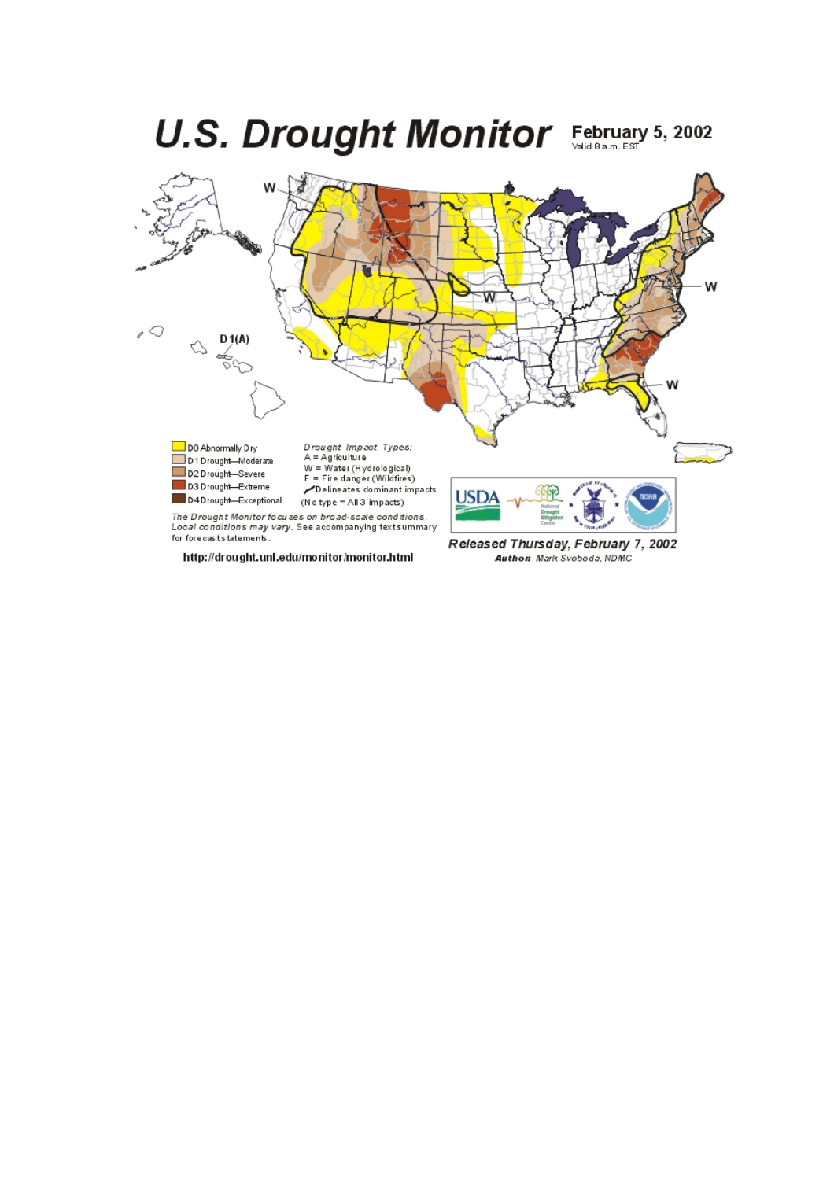# U.S. Drought Monitor

**February 5, 2002**

Valid 8 a.m. EST

W

W

W

W

D1(A)

D0 Abnormally Dry
D1 Drought—Moderate
D2 Drought—Severe
D3 Drought—Extreme
D4 Drought—Exceptional

*Drought Impact Types:*
A = Agriculture
W = Water (Hydrological)
F = Fire danger (Wildfires)
Delineates dominant impacts
(No type = All 3 impacts)

*The Drought Monitor focuses on broad-scale conditions. Local conditions may vary. See accompanying text summary for forecast statements.*

**http://drought.unl.edu/monitor/monitor.html**

USDA

National Drought Mitigation Center

NOAA

***Released Thursday, February 7, 2002***

***Author:*** *Mark Svoboda, NDMC*